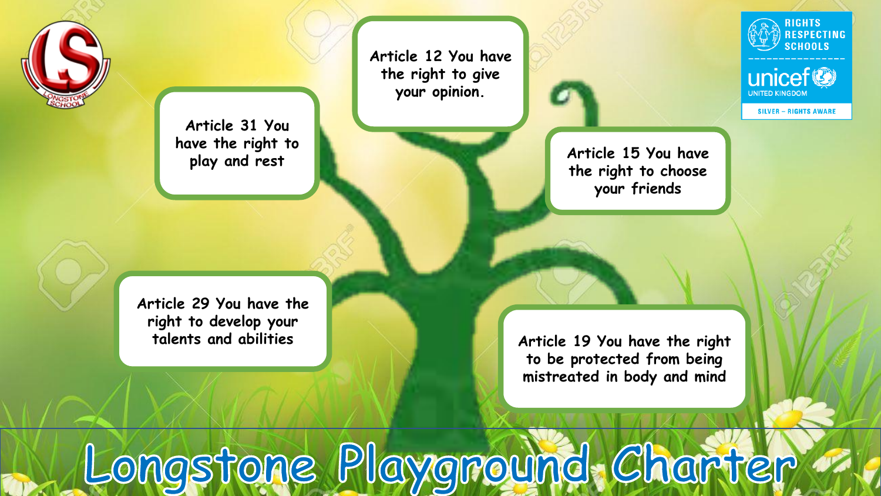# Longstone Playground Charter

RIGHTS RESPECTING SCHOOLS

unicef UNITED KINGDOM

SILVER – RIGHTS AWARE

Article 12 You have the right to give your opinion.

Article 31 You have the right to play and rest

Article 15 You have the right to choose your friends

Article 29 You have the right to develop your talents and abilities

Article 19 You have the right to be protected from being mistreated in body and mind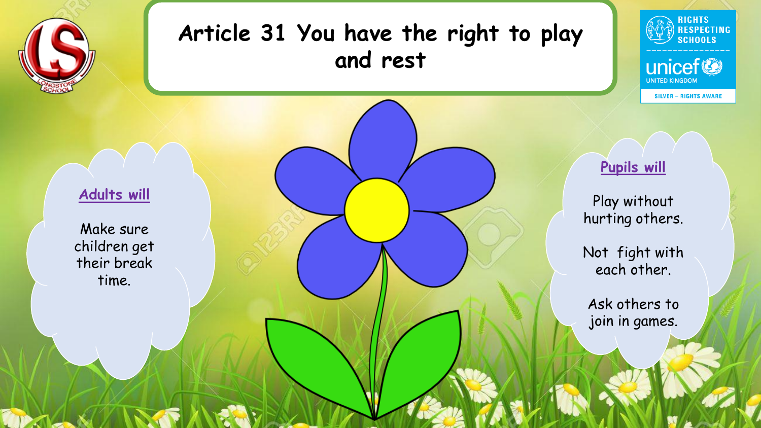# Article 31 You have the right to play and rest

## Adults will

Make sure children get their break time.

## Pupils will

Play without hurting others.

Not fight with each other.

Ask others to join in games.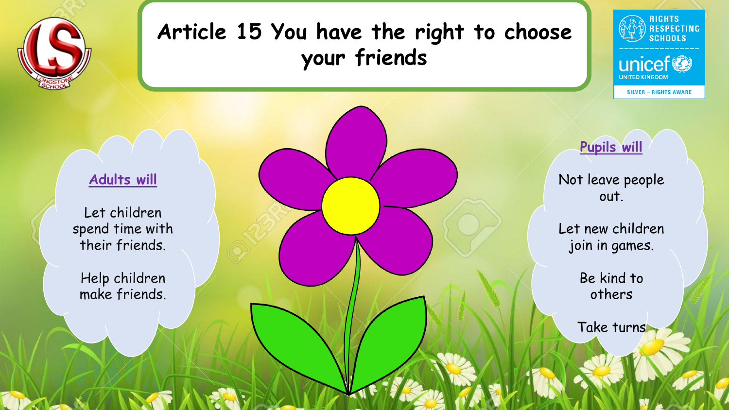# Article 15 You have the right to choose your friends

## Adults will

Let children spend time with their friends.

Help children make friends.

## Pupils will

Not leave people out.

Let new children join in games.

Be kind to others

Take turns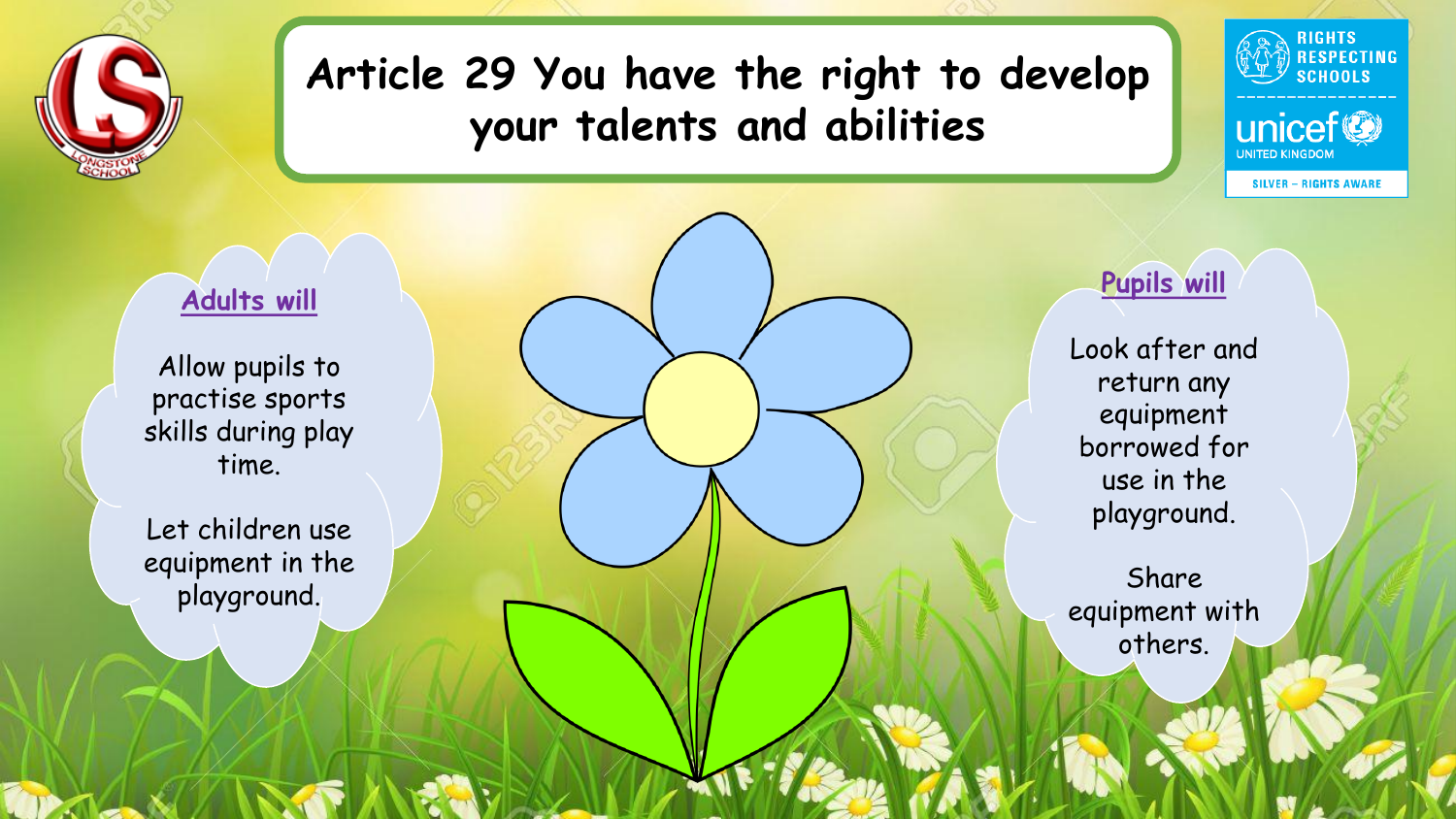# Article 29 You have the right to develop your talents and abilities

RIGHTS RESPECTING SCHOOLS

unicef UNITED KINGDOM

SILVER – RIGHTS AWARE

## Adults will

Allow pupils to practise sports skills during play time.

Let children use equipment in the playground.

## Pupils will

Look after and return any equipment borrowed for use in the playground.

Share equipment with others.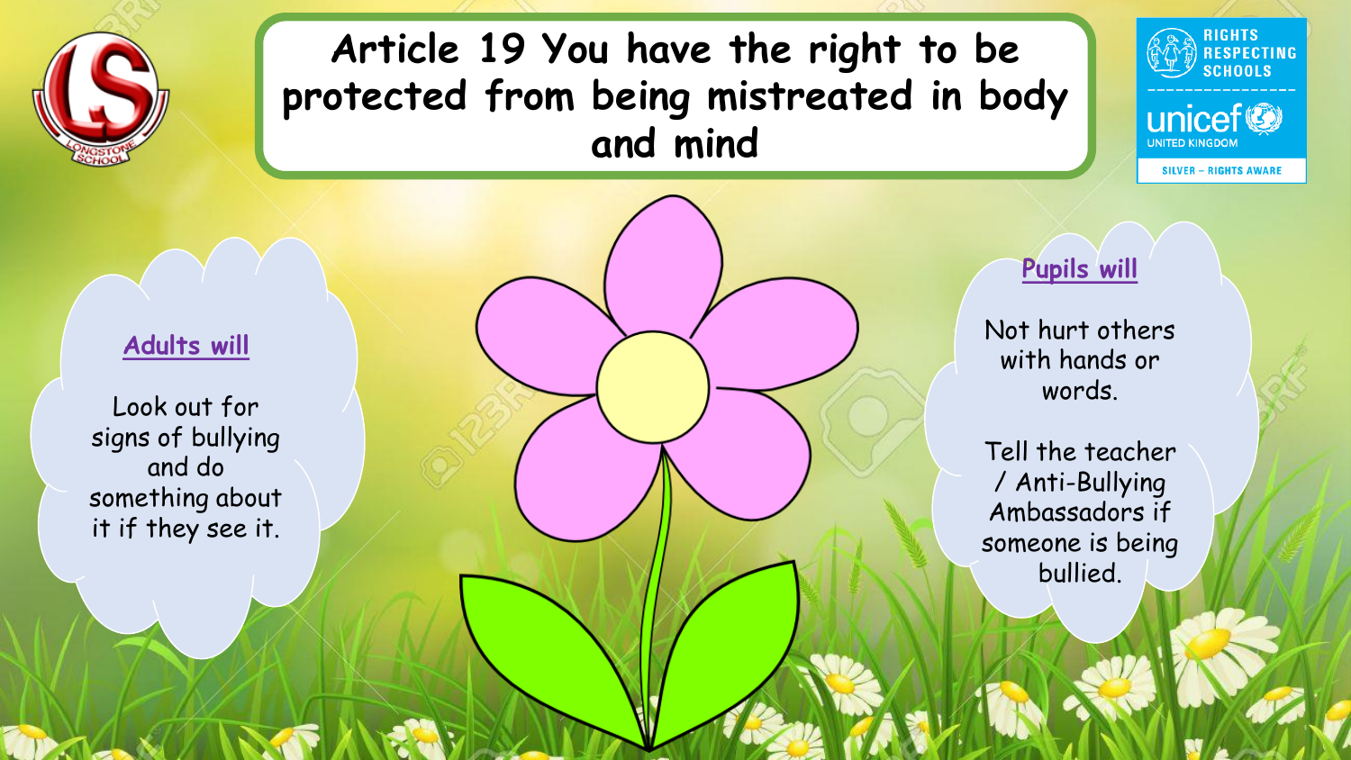# Article 19 You have the right to be protected from being mistreated in body and mind

RIGHTS RESPECTING SCHOOLS

unicef UNITED KINGDOM

SILVER – RIGHTS AWARE

## Adults will

Look out for signs of bullying and do something about it if they see it.

## Pupils will

Not hurt others with hands or words.

Tell the teacher / Anti-Bullying Ambassadors if someone is being bullied.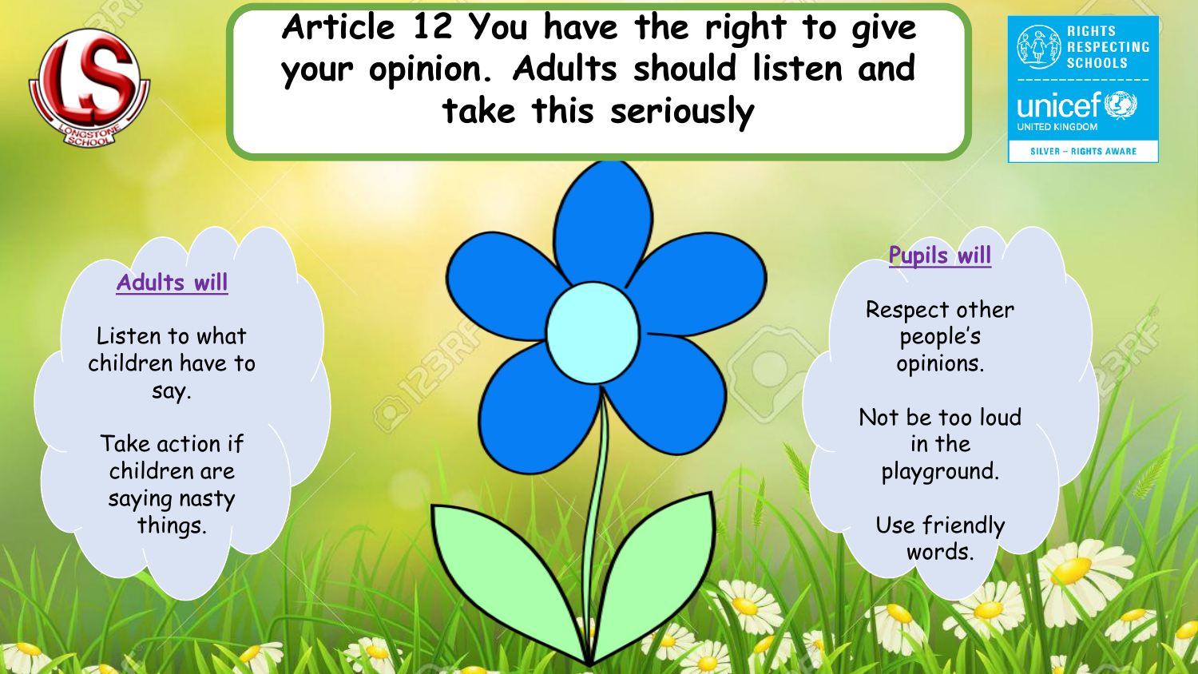# Article 12 You have the right to give your opinion. Adults should listen and take this seriously

RIGHTS RESPECTING SCHOOLS

unicef UNITED KINGDOM

SILVER – RIGHTS AWARE

## Adults will

Listen to what children have to say.

Take action if children are saying nasty things.

## Pupils will

Respect other people's opinions.

Not be too loud in the playground.

Use friendly words.